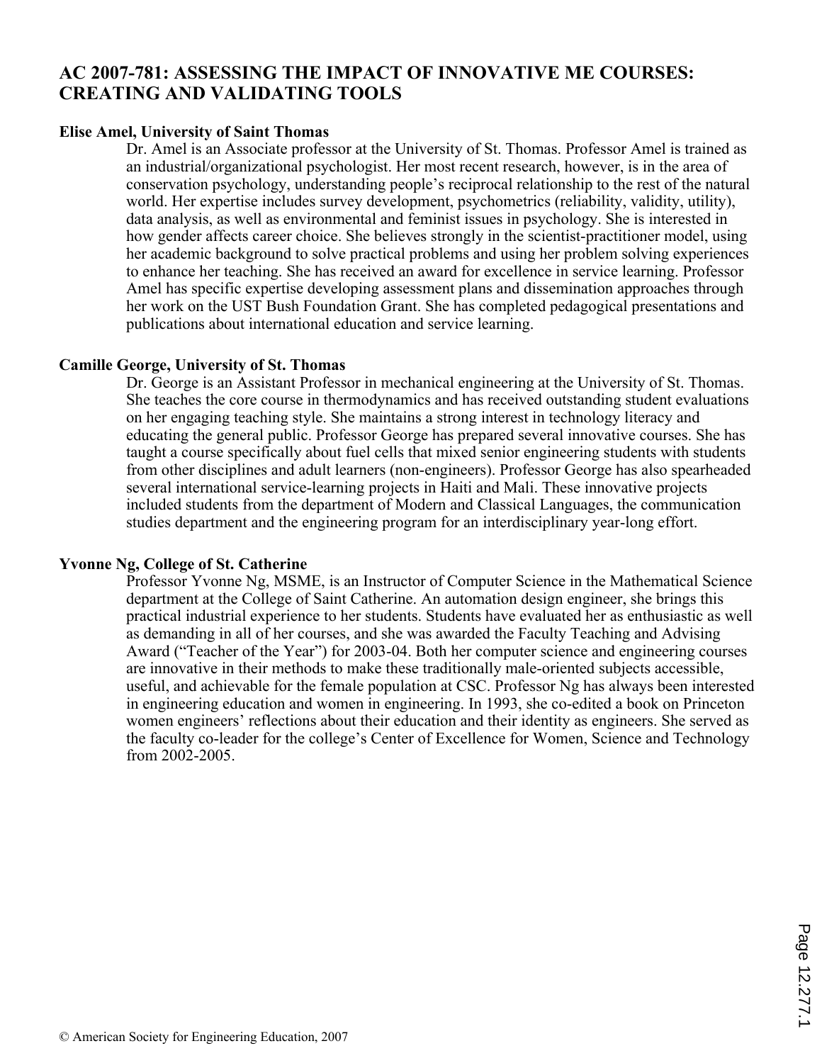# AC 2007-781: ASSESSING THE IMPACT OF INNOVATIVE ME COURSES: CREATING AND VALIDATING TOOLS

**Elise Amel, University of Saint Thomas**

Dr. Amel is an Associate professor at the University of St. Thomas. Professor Amel is trained as an industrial/organizational psychologist. Her most recent research, however, is in the area of conservation psychology, understanding people's reciprocal relationship to the rest of the natural world. Her expertise includes survey development, psychometrics (reliability, validity, utility), data analysis, as well as environmental and feminist issues in psychology. She is interested in how gender affects career choice. She believes strongly in the scientist-practitioner model, using her academic background to solve practical problems and using her problem solving experiences to enhance her teaching. She has received an award for excellence in service learning. Professor Amel has specific expertise developing assessment plans and dissemination approaches through her work on the UST Bush Foundation Grant. She has completed pedagogical presentations and publications about international education and service learning.

**Camille George, University of St. Thomas**

Dr. George is an Assistant Professor in mechanical engineering at the University of St. Thomas. She teaches the core course in thermodynamics and has received outstanding student evaluations on her engaging teaching style. She maintains a strong interest in technology literacy and educating the general public. Professor George has prepared several innovative courses. She has taught a course specifically about fuel cells that mixed senior engineering students with students from other disciplines and adult learners (non-engineers). Professor George has also spearheaded several international service-learning projects in Haiti and Mali. These innovative projects included students from the department of Modern and Classical Languages, the communication studies department and the engineering program for an interdisciplinary year-long effort.

**Yvonne Ng, College of St. Catherine**

Professor Yvonne Ng, MSME, is an Instructor of Computer Science in the Mathematical Science department at the College of Saint Catherine. An automation design engineer, she brings this practical industrial experience to her students. Students have evaluated her as enthusiastic as well as demanding in all of her courses, and she was awarded the Faculty Teaching and Advising Award ("Teacher of the Year") for 2003-04. Both her computer science and engineering courses are innovative in their methods to make these traditionally male-oriented subjects accessible, useful, and achievable for the female population at CSC. Professor Ng has always been interested in engineering education and women in engineering. In 1993, she co-edited a book on Princeton women engineers' reflections about their education and their identity as engineers. She served as the faculty co-leader for the college's Center of Excellence for Women, Science and Technology from 2002-2005.

© American Society for Engineering Education, 2007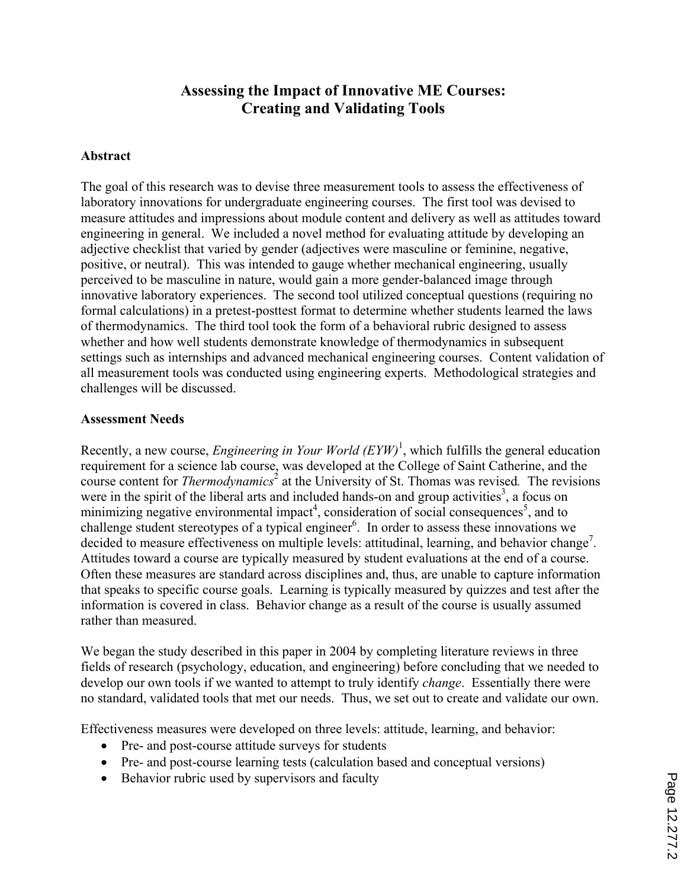# Assessing the Impact of Innovative ME Courses: Creating and Validating Tools

## Abstract

The goal of this research was to devise three measurement tools to assess the effectiveness of laboratory innovations for undergraduate engineering courses. The first tool was devised to measure attitudes and impressions about module content and delivery as well as attitudes toward engineering in general. We included a novel method for evaluating attitude by developing an adjective checklist that varied by gender (adjectives were masculine or feminine, negative, positive, or neutral). This was intended to gauge whether mechanical engineering, usually perceived to be masculine in nature, would gain a more gender-balanced image through innovative laboratory experiences. The second tool utilized conceptual questions (requiring no formal calculations) in a pretest-posttest format to determine whether students learned the laws of thermodynamics. The third tool took the form of a behavioral rubric designed to assess whether and how well students demonstrate knowledge of thermodynamics in subsequent settings such as internships and advanced mechanical engineering courses. Content validation of all measurement tools was conducted using engineering experts. Methodological strategies and challenges will be discussed.

## Assessment Needs

Recently, a new course, *Engineering in Your World (EYW)*[1], which fulfills the general education requirement for a science lab course, was developed at the College of Saint Catherine, and the course content for *Thermodynamics*[2] at the University of St. Thomas was revised. The revisions were in the spirit of the liberal arts and included hands-on and group activities[3], a focus on minimizing negative environmental impact[4], consideration of social consequences[5], and to challenge student stereotypes of a typical engineer[6]. In order to assess these innovations we decided to measure effectiveness on multiple levels: attitudinal, learning, and behavior change[7]. Attitudes toward a course are typically measured by student evaluations at the end of a course. Often these measures are standard across disciplines and, thus, are unable to capture information that speaks to specific course goals. Learning is typically measured by quizzes and test after the information is covered in class. Behavior change as a result of the course is usually assumed rather than measured.

We began the study described in this paper in 2004 by completing literature reviews in three fields of research (psychology, education, and engineering) before concluding that we needed to develop our own tools if we wanted to attempt to truly identify *change*. Essentially there were no standard, validated tools that met our needs. Thus, we set out to create and validate our own.

Effectiveness measures were developed on three levels: attitude, learning, and behavior:

- Pre- and post-course attitude surveys for students
- Pre- and post-course learning tests (calculation based and conceptual versions)
- Behavior rubric used by supervisors and faculty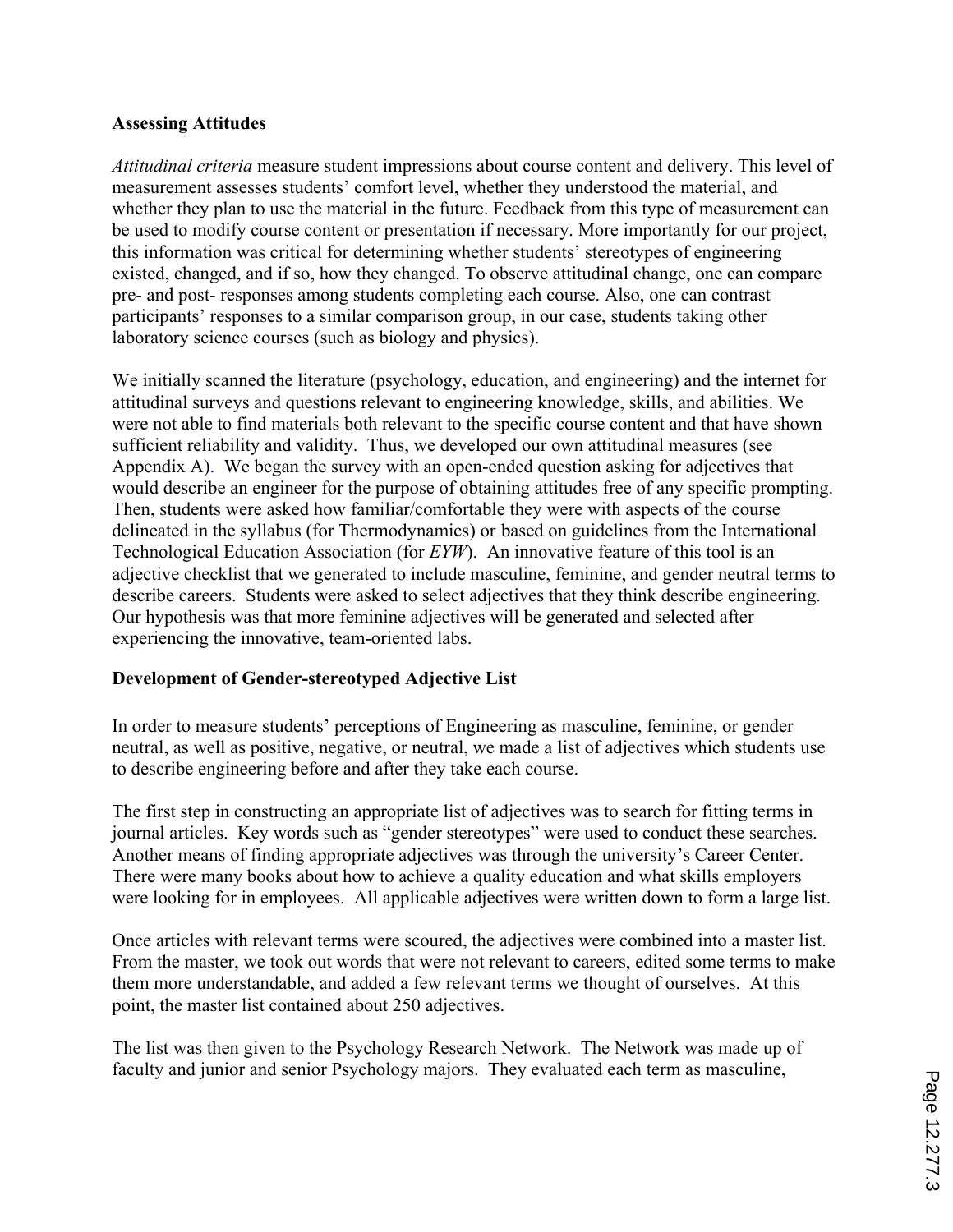**Assessing Attitudes**

*Attitudinal criteria* measure student impressions about course content and delivery. This level of measurement assesses students' comfort level, whether they understood the material, and whether they plan to use the material in the future. Feedback from this type of measurement can be used to modify course content or presentation if necessary. More importantly for our project, this information was critical for determining whether students' stereotypes of engineering existed, changed, and if so, how they changed. To observe attitudinal change, one can compare pre- and post- responses among students completing each course. Also, one can contrast participants' responses to a similar comparison group, in our case, students taking other laboratory science courses (such as biology and physics).

We initially scanned the literature (psychology, education, and engineering) and the internet for attitudinal surveys and questions relevant to engineering knowledge, skills, and abilities. We were not able to find materials both relevant to the specific course content and that have shown sufficient reliability and validity. Thus, we developed our own attitudinal measures (see Appendix A). We began the survey with an open-ended question asking for adjectives that would describe an engineer for the purpose of obtaining attitudes free of any specific prompting. Then, students were asked how familiar/comfortable they were with aspects of the course delineated in the syllabus (for Thermodynamics) or based on guidelines from the International Technological Education Association (for *EYW*). An innovative feature of this tool is an adjective checklist that we generated to include masculine, feminine, and gender neutral terms to describe careers. Students were asked to select adjectives that they think describe engineering. Our hypothesis was that more feminine adjectives will be generated and selected after experiencing the innovative, team-oriented labs.

**Development of Gender-stereotyped Adjective List**

In order to measure students' perceptions of Engineering as masculine, feminine, or gender neutral, as well as positive, negative, or neutral, we made a list of adjectives which students use to describe engineering before and after they take each course.

The first step in constructing an appropriate list of adjectives was to search for fitting terms in journal articles. Key words such as "gender stereotypes" were used to conduct these searches. Another means of finding appropriate adjectives was through the university's Career Center. There were many books about how to achieve a quality education and what skills employers were looking for in employees. All applicable adjectives were written down to form a large list.

Once articles with relevant terms were scoured, the adjectives were combined into a master list. From the master, we took out words that were not relevant to careers, edited some terms to make them more understandable, and added a few relevant terms we thought of ourselves. At this point, the master list contained about 250 adjectives.

The list was then given to the Psychology Research Network. The Network was made up of faculty and junior and senior Psychology majors. They evaluated each term as masculine,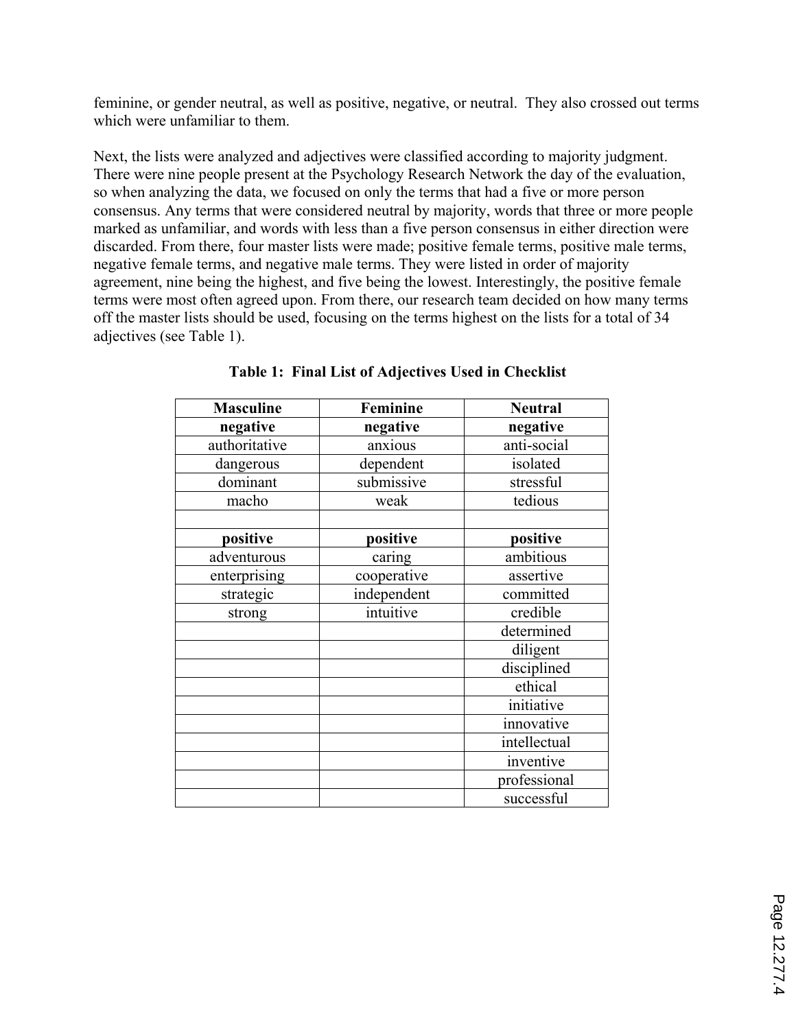feminine, or gender neutral, as well as positive, negative, or neutral. They also crossed out terms which were unfamiliar to them.

Next, the lists were analyzed and adjectives were classified according to majority judgment. There were nine people present at the Psychology Research Network the day of the evaluation, so when analyzing the data, we focused on only the terms that had a five or more person consensus. Any terms that were considered neutral by majority, words that three or more people marked as unfamiliar, and words with less than a five person consensus in either direction were discarded. From there, four master lists were made; positive female terms, positive male terms, negative female terms, and negative male terms. They were listed in order of majority agreement, nine being the highest, and five being the lowest. Interestingly, the positive female terms were most often agreed upon. From there, our research team decided on how many terms off the master lists should be used, focusing on the terms highest on the lists for a total of 34 adjectives (see Table 1).

**Table 1: Final List of Adjectives Used in Checklist**

| Masculine | Feminine | Neutral |
|---|---|---|
| **negative** | **negative** | **negative** |
| authoritative | anxious | anti-social |
| dangerous | dependent | isolated |
| dominant | submissive | stressful |
| macho | weak | tedious |
| | | |
| **positive** | **positive** | **positive** |
| adventurous | caring | ambitious |
| enterprising | cooperative | assertive |
| strategic | independent | committed |
| strong | intuitive | credible |
| | | determined |
| | | diligent |
| | | disciplined |
| | | ethical |
| | | initiative |
| | | innovative |
| | | intellectual |
| | | inventive |
| | | professional |
| | | successful |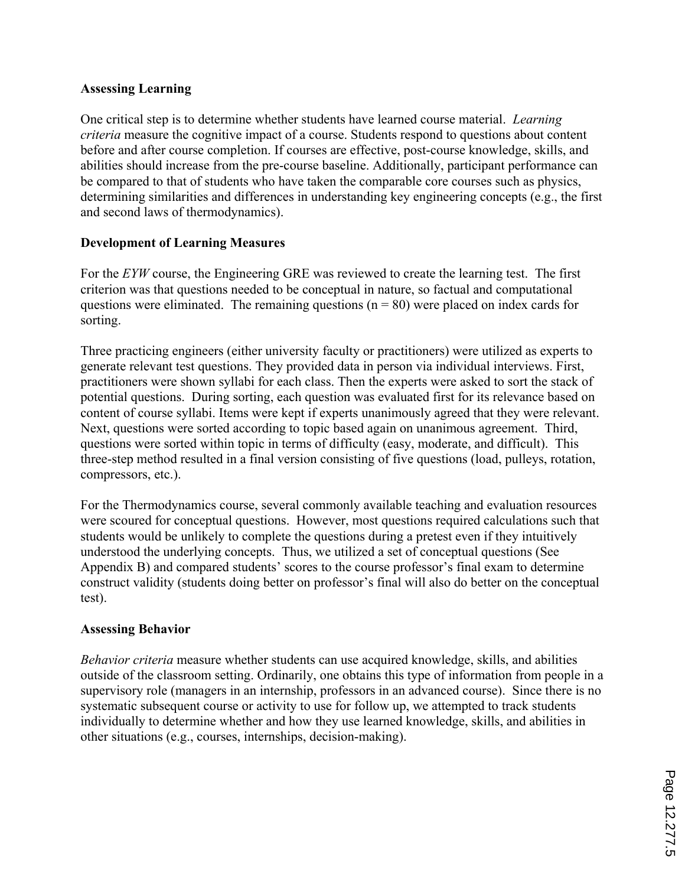**Assessing Learning**

One critical step is to determine whether students have learned course material. *Learning criteria* measure the cognitive impact of a course. Students respond to questions about content before and after course completion. If courses are effective, post-course knowledge, skills, and abilities should increase from the pre-course baseline. Additionally, participant performance can be compared to that of students who have taken the comparable core courses such as physics, determining similarities and differences in understanding key engineering concepts (e.g., the first and second laws of thermodynamics).

**Development of Learning Measures**

For the *EYW* course, the Engineering GRE was reviewed to create the learning test. The first criterion was that questions needed to be conceptual in nature, so factual and computational questions were eliminated. The remaining questions ($n = 80$) were placed on index cards for sorting.

Three practicing engineers (either university faculty or practitioners) were utilized as experts to generate relevant test questions. They provided data in person via individual interviews. First, practitioners were shown syllabi for each class. Then the experts were asked to sort the stack of potential questions. During sorting, each question was evaluated first for its relevance based on content of course syllabi. Items were kept if experts unanimously agreed that they were relevant. Next, questions were sorted according to topic based again on unanimous agreement. Third, questions were sorted within topic in terms of difficulty (easy, moderate, and difficult). This three-step method resulted in a final version consisting of five questions (load, pulleys, rotation, compressors, etc.).

For the Thermodynamics course, several commonly available teaching and evaluation resources were scoured for conceptual questions. However, most questions required calculations such that students would be unlikely to complete the questions during a pretest even if they intuitively understood the underlying concepts. Thus, we utilized a set of conceptual questions (See Appendix B) and compared students' scores to the course professor's final exam to determine construct validity (students doing better on professor's final will also do better on the conceptual test).

**Assessing Behavior**

*Behavior criteria* measure whether students can use acquired knowledge, skills, and abilities outside of the classroom setting. Ordinarily, one obtains this type of information from people in a supervisory role (managers in an internship, professors in an advanced course). Since there is no systematic subsequent course or activity to use for follow up, we attempted to track students individually to determine whether and how they use learned knowledge, skills, and abilities in other situations (e.g., courses, internships, decision-making).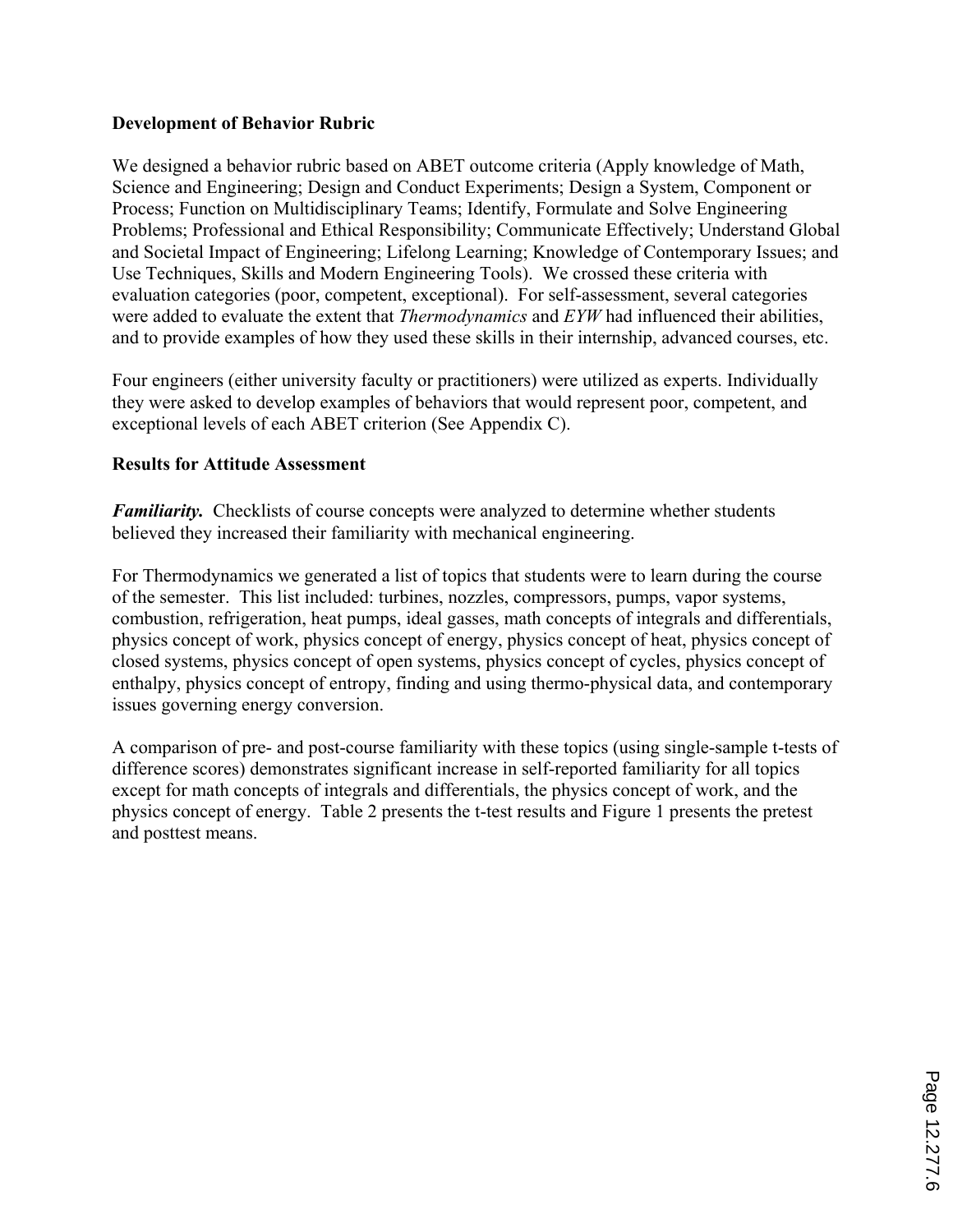## Development of Behavior Rubric

We designed a behavior rubric based on ABET outcome criteria (Apply knowledge of Math, Science and Engineering; Design and Conduct Experiments; Design a System, Component or Process; Function on Multidisciplinary Teams; Identify, Formulate and Solve Engineering Problems; Professional and Ethical Responsibility; Communicate Effectively; Understand Global and Societal Impact of Engineering; Lifelong Learning; Knowledge of Contemporary Issues; and Use Techniques, Skills and Modern Engineering Tools). We crossed these criteria with evaluation categories (poor, competent, exceptional). For self-assessment, several categories were added to evaluate the extent that *Thermodynamics* and *EYW* had influenced their abilities, and to provide examples of how they used these skills in their internship, advanced courses, etc.

Four engineers (either university faculty or practitioners) were utilized as experts. Individually they were asked to develop examples of behaviors that would represent poor, competent, and exceptional levels of each ABET criterion (See Appendix C).

## Results for Attitude Assessment

***Familiarity.*** Checklists of course concepts were analyzed to determine whether students believed they increased their familiarity with mechanical engineering.

For Thermodynamics we generated a list of topics that students were to learn during the course of the semester. This list included: turbines, nozzles, compressors, pumps, vapor systems, combustion, refrigeration, heat pumps, ideal gasses, math concepts of integrals and differentials, physics concept of work, physics concept of energy, physics concept of heat, physics concept of closed systems, physics concept of open systems, physics concept of cycles, physics concept of enthalpy, physics concept of entropy, finding and using thermo-physical data, and contemporary issues governing energy conversion.

A comparison of pre- and post-course familiarity with these topics (using single-sample t-tests of difference scores) demonstrates significant increase in self-reported familiarity for all topics except for math concepts of integrals and differentials, the physics concept of work, and the physics concept of energy. Table 2 presents the t-test results and Figure 1 presents the pretest and posttest means.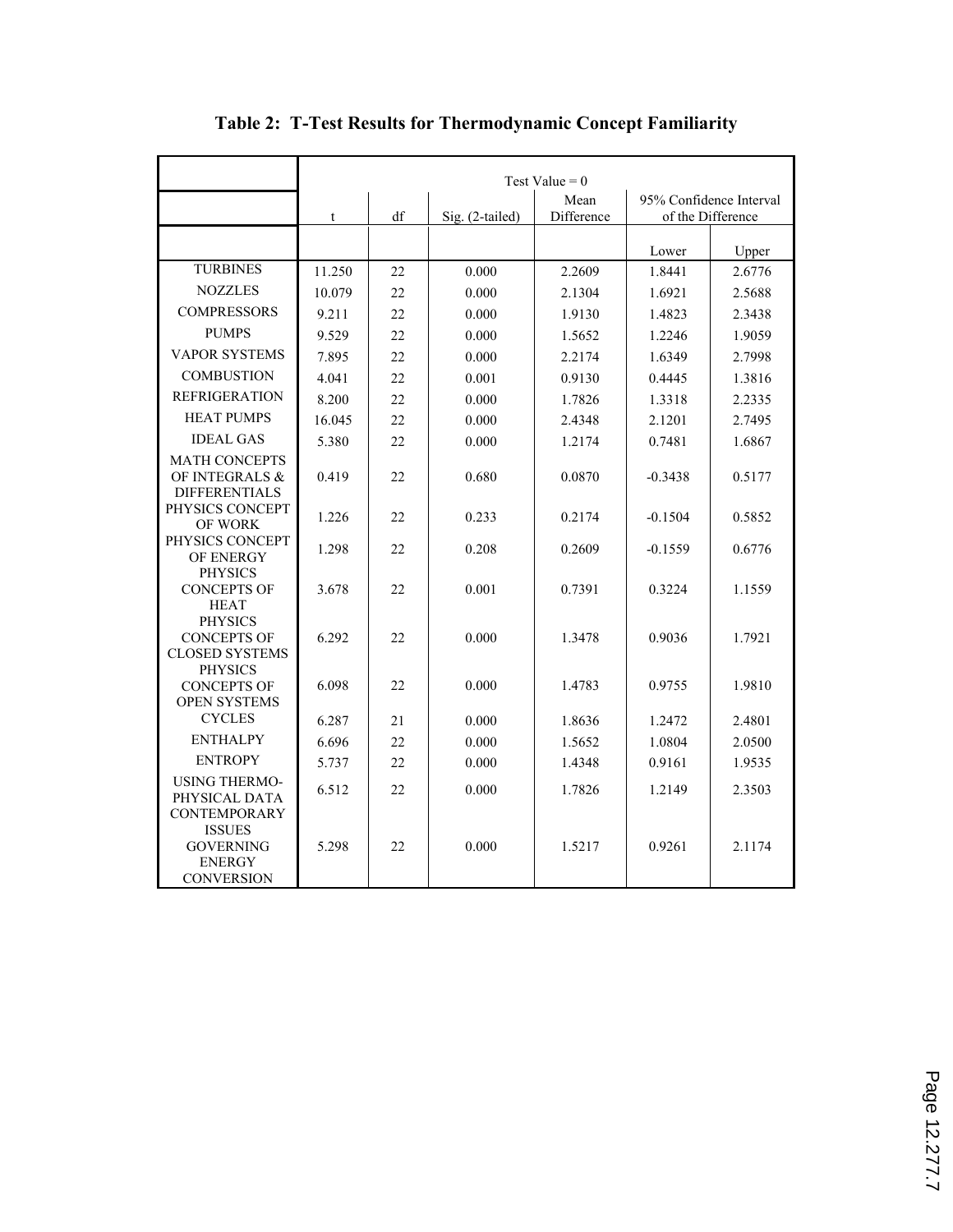**Table 2: T-Test Results for Thermodynamic Concept Familiarity**

| | Test Value = 0 | | | | | |
|---|---|---|---|---|---|---|
| | t | df | Sig. (2-tailed) | Mean Difference | 95% Confidence Interval of the Difference | |
| | | | | | Lower | Upper |
| TURBINES | 11.250 | 22 | 0.000 | 2.2609 | 1.8441 | 2.6776 |
| NOZZLES | 10.079 | 22 | 0.000 | 2.1304 | 1.6921 | 2.5688 |
| COMPRESSORS | 9.211 | 22 | 0.000 | 1.9130 | 1.4823 | 2.3438 |
| PUMPS | 9.529 | 22 | 0.000 | 1.5652 | 1.2246 | 1.9059 |
| VAPOR SYSTEMS | 7.895 | 22 | 0.000 | 2.2174 | 1.6349 | 2.7998 |
| COMBUSTION | 4.041 | 22 | 0.001 | 0.9130 | 0.4445 | 1.3816 |
| REFRIGERATION | 8.200 | 22 | 0.000 | 1.7826 | 1.3318 | 2.2335 |
| HEAT PUMPS | 16.045 | 22 | 0.000 | 2.4348 | 2.1201 | 2.7495 |
| IDEAL GAS | 5.380 | 22 | 0.000 | 1.2174 | 0.7481 | 1.6867 |
| MATH CONCEPTS OF INTEGRALS & DIFFERENTIALS | 0.419 | 22 | 0.680 | 0.0870 | -0.3438 | 0.5177 |
| PHYSICS CONCEPT OF WORK | 1.226 | 22 | 0.233 | 0.2174 | -0.1504 | 0.5852 |
| PHYSICS CONCEPT OF ENERGY | 1.298 | 22 | 0.208 | 0.2609 | -0.1559 | 0.6776 |
| PHYSICS CONCEPTS OF HEAT | 3.678 | 22 | 0.001 | 0.7391 | 0.3224 | 1.1559 |
| PHYSICS CONCEPTS OF CLOSED SYSTEMS | 6.292 | 22 | 0.000 | 1.3478 | 0.9036 | 1.7921 |
| PHYSICS CONCEPTS OF OPEN SYSTEMS | 6.098 | 22 | 0.000 | 1.4783 | 0.9755 | 1.9810 |
| CYCLES | 6.287 | 21 | 0.000 | 1.8636 | 1.2472 | 2.4801 |
| ENTHALPY | 6.696 | 22 | 0.000 | 1.5652 | 1.0804 | 2.0500 |
| ENTROPY | 5.737 | 22 | 0.000 | 1.4348 | 0.9161 | 1.9535 |
| USING THERMO-PHYSICAL DATA | 6.512 | 22 | 0.000 | 1.7826 | 1.2149 | 2.3503 |
| CONTEMPORARY ISSUES GOVERNING ENERGY CONVERSION | 5.298 | 22 | 0.000 | 1.5217 | 0.9261 | 2.1174 |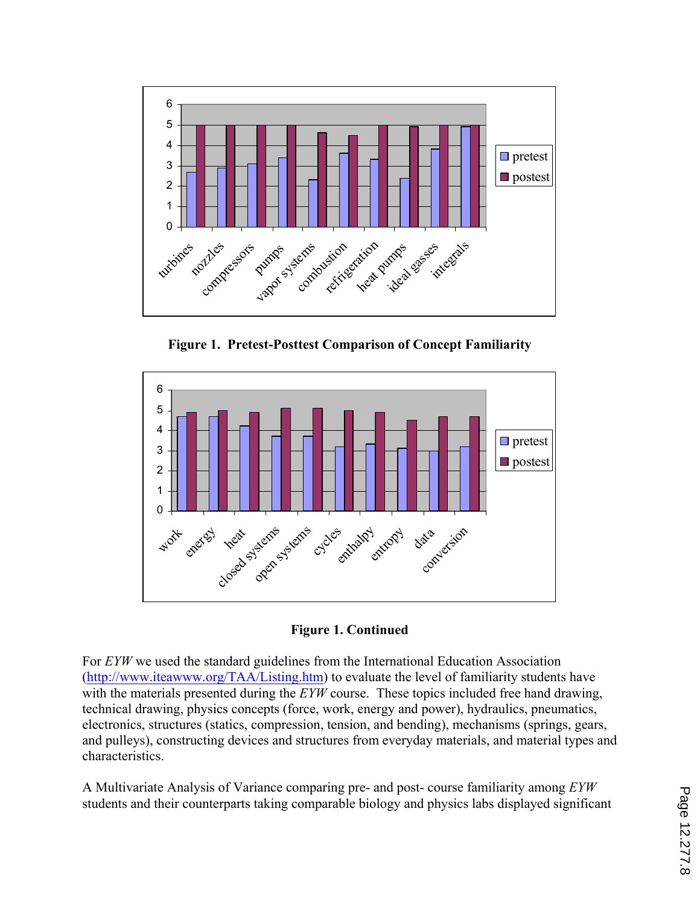**Figure 1. Pretest-Posttest Comparison of Concept Familiarity**

**Figure 1. Continued**

For *EYW* we used the standard guidelines from the International Education Association (http://www.iteawww.org/TAA/Listing.htm) to evaluate the level of familiarity students have with the materials presented during the *EYW* course. These topics included free hand drawing, technical drawing, physics concepts (force, work, energy and power), hydraulics, pneumatics, electronics, structures (statics, compression, tension, and bending), mechanisms (springs, gears, and pulleys), constructing devices and structures from everyday materials, and material types and characteristics.

A Multivariate Analysis of Variance comparing pre- and post- course familiarity among *EYW* students and their counterparts taking comparable biology and physics labs displayed significant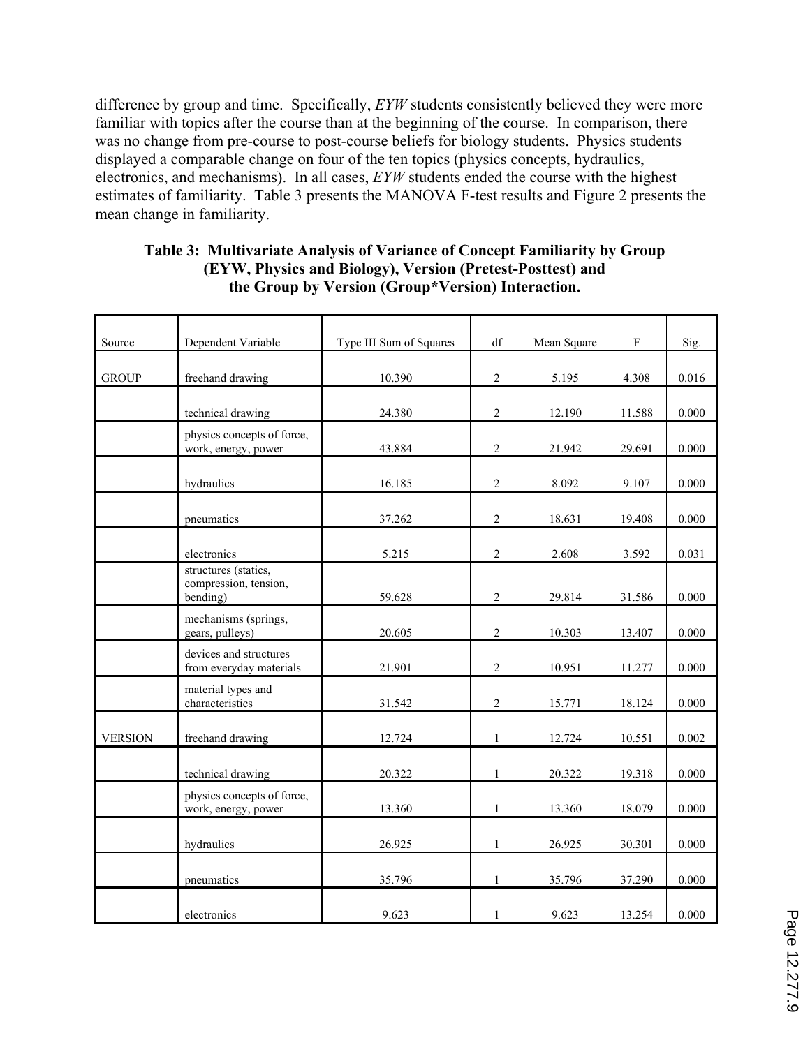difference by group and time. Specifically, *EYW* students consistently believed they were more familiar with topics after the course than at the beginning of the course. In comparison, there was no change from pre-course to post-course beliefs for biology students. Physics students displayed a comparable change on four of the ten topics (physics concepts, hydraulics, electronics, and mechanisms). In all cases, *EYW* students ended the course with the highest estimates of familiarity. Table 3 presents the MANOVA F-test results and Figure 2 presents the mean change in familiarity.

**Table 3: Multivariate Analysis of Variance of Concept Familiarity by Group (EYW, Physics and Biology), Version (Pretest-Posttest) and the Group by Version (Group*Version) Interaction.**

| Source | Dependent Variable | Type III Sum of Squares | df | Mean Square | F | Sig. |
|---|---|---|---|---|---|---|
| GROUP | freehand drawing | 10.390 | 2 | 5.195 | 4.308 | 0.016 |
| | technical drawing | 24.380 | 2 | 12.190 | 11.588 | 0.000 |
| | physics concepts of force, work, energy, power | 43.884 | 2 | 21.942 | 29.691 | 0.000 |
| | hydraulics | 16.185 | 2 | 8.092 | 9.107 | 0.000 |
| | pneumatics | 37.262 | 2 | 18.631 | 19.408 | 0.000 |
| | electronics | 5.215 | 2 | 2.608 | 3.592 | 0.031 |
| | structures (statics, compression, tension, bending) | 59.628 | 2 | 29.814 | 31.586 | 0.000 |
| | mechanisms (springs, gears, pulleys) | 20.605 | 2 | 10.303 | 13.407 | 0.000 |
| | devices and structures from everyday materials | 21.901 | 2 | 10.951 | 11.277 | 0.000 |
| | material types and characteristics | 31.542 | 2 | 15.771 | 18.124 | 0.000 |
| VERSION | freehand drawing | 12.724 | 1 | 12.724 | 10.551 | 0.002 |
| | technical drawing | 20.322 | 1 | 20.322 | 19.318 | 0.000 |
| | physics concepts of force, work, energy, power | 13.360 | 1 | 13.360 | 18.079 | 0.000 |
| | hydraulics | 26.925 | 1 | 26.925 | 30.301 | 0.000 |
| | pneumatics | 35.796 | 1 | 35.796 | 37.290 | 0.000 |
| | electronics | 9.623 | 1 | 9.623 | 13.254 | 0.000 |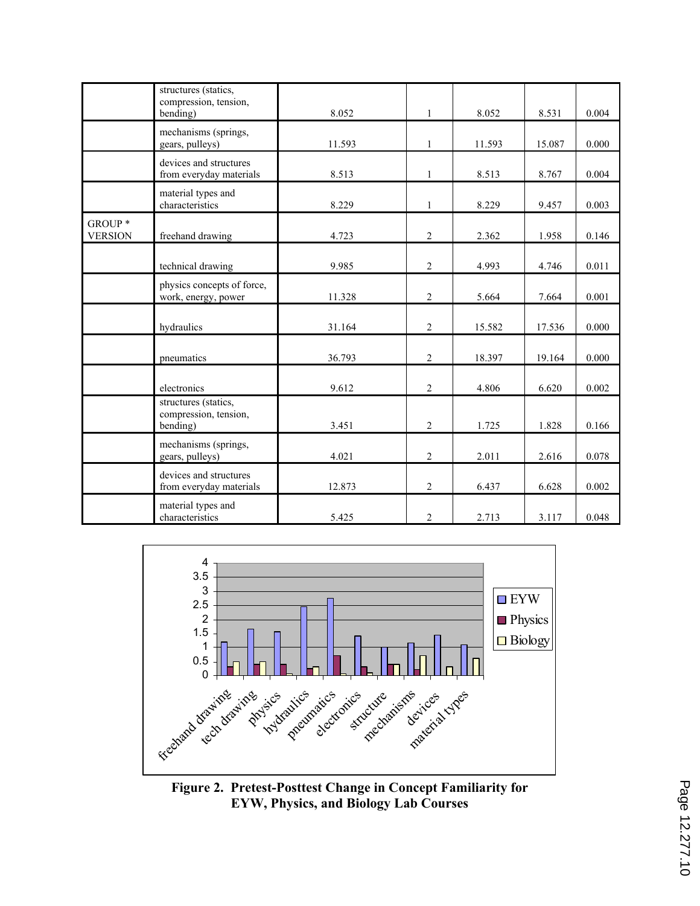|  |  |  |  |  |  |  |
|---|---|---|---|---|---|---|
|  | structures (statics, compression, tension, bending) | 8.052 | 1 | 8.052 | 8.531 | 0.004 |
|  | mechanisms (springs, gears, pulleys) | 11.593 | 1 | 11.593 | 15.087 | 0.000 |
|  | devices and structures from everyday materials | 8.513 | 1 | 8.513 | 8.767 | 0.004 |
|  | material types and characteristics | 8.229 | 1 | 8.229 | 9.457 | 0.003 |
| GROUP * VERSION | freehand drawing | 4.723 | 2 | 2.362 | 1.958 | 0.146 |
|  | technical drawing | 9.985 | 2 | 4.993 | 4.746 | 0.011 |
|  | physics concepts of force, work, energy, power | 11.328 | 2 | 5.664 | 7.664 | 0.001 |
|  | hydraulics | 31.164 | 2 | 15.582 | 17.536 | 0.000 |
|  | pneumatics | 36.793 | 2 | 18.397 | 19.164 | 0.000 |
|  | electronics | 9.612 | 2 | 4.806 | 6.620 | 0.002 |
|  | structures (statics, compression, tension, bending) | 3.451 | 2 | 1.725 | 1.828 | 0.166 |
|  | mechanisms (springs, gears, pulleys) | 4.021 | 2 | 2.011 | 2.616 | 0.078 |
|  | devices and structures from everyday materials | 12.873 | 2 | 6.437 | 6.628 | 0.002 |
|  | material types and characteristics | 5.425 | 2 | 2.713 | 3.117 | 0.048 |

**Figure 2. Pretest-Posttest Change in Concept Familiarity for EYW, Physics, and Biology Lab Courses**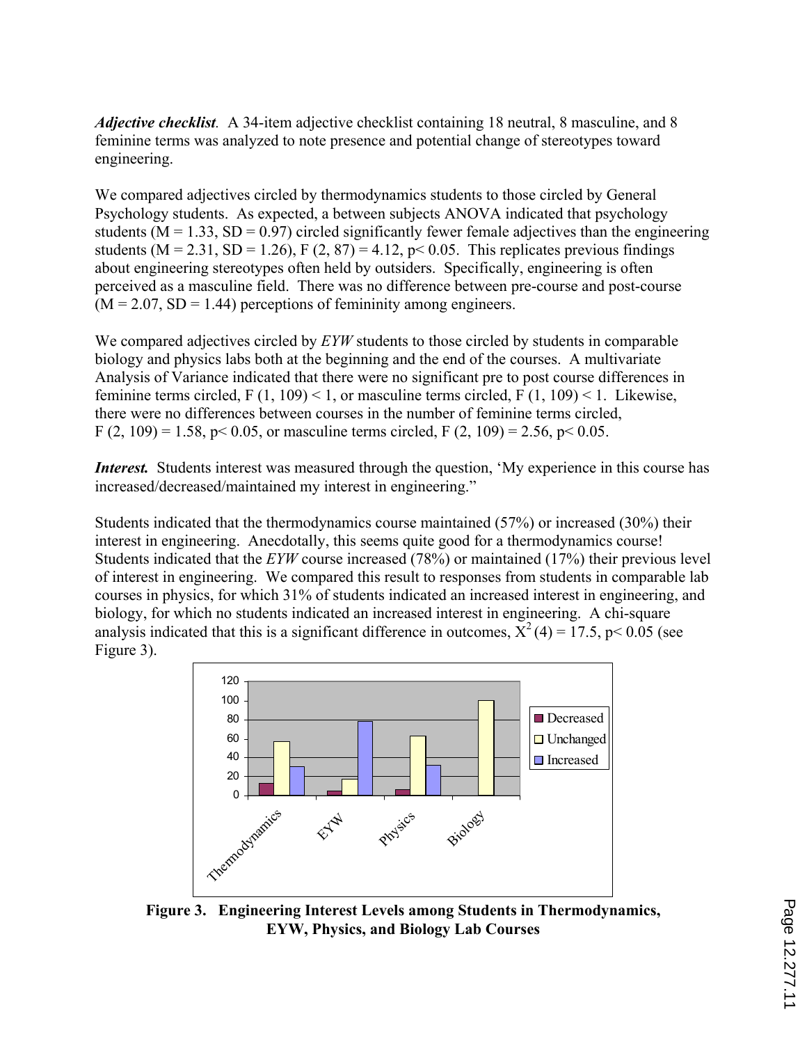***Adjective checklist*.** A 34-item adjective checklist containing 18 neutral, 8 masculine, and 8 feminine terms was analyzed to note presence and potential change of stereotypes toward engineering.

We compared adjectives circled by thermodynamics students to those circled by General Psychology students. As expected, a between subjects ANOVA indicated that psychology students ($M = 1.33$, $SD = 0.97$) circled significantly fewer female adjectives than the engineering students ($M = 2.31$, $SD = 1.26$), $F(2, 87) = 4.12$, $p < 0.05$. This replicates previous findings about engineering stereotypes often held by outsiders. Specifically, engineering is often perceived as a masculine field. There was no difference between pre-course and post-course ($M = 2.07$, $SD = 1.44$) perceptions of femininity among engineers.

We compared adjectives circled by *EYW* students to those circled by students in comparable biology and physics labs both at the beginning and the end of the courses. A multivariate Analysis of Variance indicated that there were no significant pre to post course differences in feminine terms circled, $F(1, 109) < 1$, or masculine terms circled, $F(1, 109) < 1$. Likewise, there were no differences between courses in the number of feminine terms circled, $F(2, 109) = 1.58$, $p < 0.05$, or masculine terms circled, $F(2, 109) = 2.56$, $p < 0.05$.

***Interest.*** Students interest was measured through the question, 'My experience in this course has increased/decreased/maintained my interest in engineering."

Students indicated that the thermodynamics course maintained (57%) or increased (30%) their interest in engineering. Anecdotally, this seems quite good for a thermodynamics course! Students indicated that the *EYW* course increased (78%) or maintained (17%) their previous level of interest in engineering. We compared this result to responses from students in comparable lab courses in physics, for which 31% of students indicated an increased interest in engineering, and biology, for which no students indicated an increased interest in engineering. A chi-square analysis indicated that this is a significant difference in outcomes, $X^2(4) = 17.5$, $p < 0.05$ (see Figure 3).

**Figure 3. Engineering Interest Levels among Students in Thermodynamics, EYW, Physics, and Biology Lab Courses**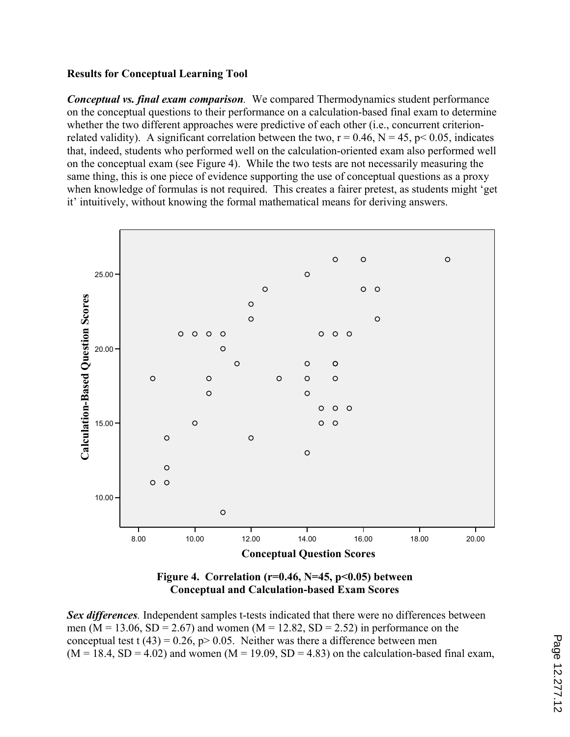**Results for Conceptual Learning Tool**

***Conceptual vs. final exam comparison***. We compared Thermodynamics student performance on the conceptual questions to their performance on a calculation-based final exam to determine whether the two different approaches were predictive of each other (i.e., concurrent criterion-related validity). A significant correlation between the two, $r = 0.46$, $N = 45$, $p < 0.05$, indicates that, indeed, students who performed well on the calculation-oriented exam also performed well on the conceptual exam (see Figure 4). While the two tests are not necessarily measuring the same thing, this is one piece of evidence supporting the use of conceptual questions as a proxy when knowledge of formulas is not required. This creates a fairer pretest, as students might 'get it' intuitively, without knowing the formal mathematical means for deriving answers.

**Figure 4. Correlation ($r=0.46$, $N=45$, $p<0.05$) between Conceptual and Calculation-based Exam Scores**

***Sex differences***. Independent samples t-tests indicated that there were no differences between men ($M = 13.06$, $SD = 2.67$) and women ($M = 12.82$, $SD = 2.52$) in performance on the conceptual test $t(43) = 0.26$, $p > 0.05$. Neither was there a difference between men ($M = 18.4$, $SD = 4.02$) and women ($M = 19.09$, $SD = 4.83$) on the calculation-based final exam,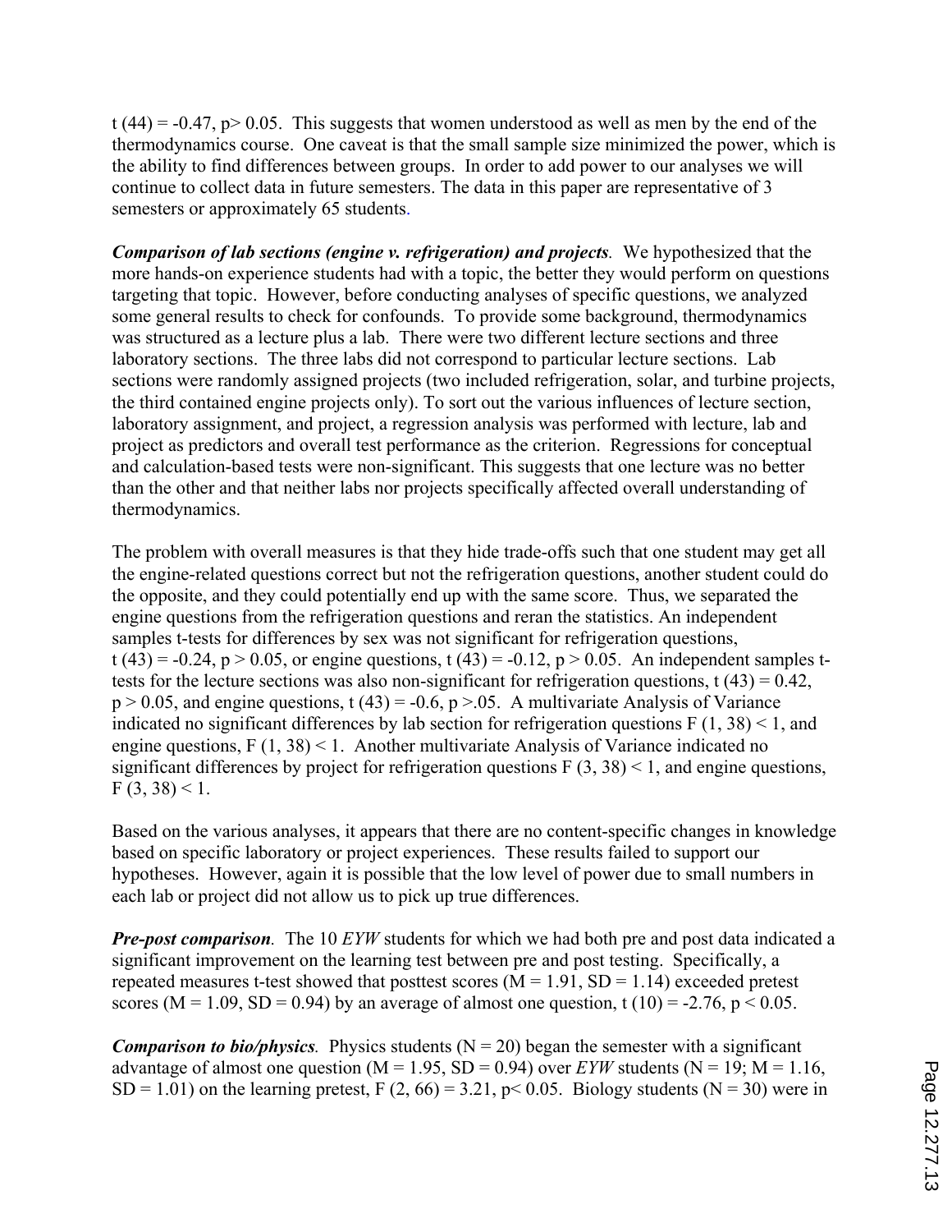$t(44) = -0.47$, $p > 0.05$. This suggests that women understood as well as men by the end of the thermodynamics course. One caveat is that the small sample size minimized the power, which is the ability to find differences between groups. In order to add power to our analyses we will continue to collect data in future semesters. The data in this paper are representative of 3 semesters or approximately 65 students.

***Comparison of lab sections (engine v. refrigeration) and projects*.** We hypothesized that the more hands-on experience students had with a topic, the better they would perform on questions targeting that topic. However, before conducting analyses of specific questions, we analyzed some general results to check for confounds. To provide some background, thermodynamics was structured as a lecture plus a lab. There were two different lecture sections and three laboratory sections. The three labs did not correspond to particular lecture sections. Lab sections were randomly assigned projects (two included refrigeration, solar, and turbine projects, the third contained engine projects only). To sort out the various influences of lecture section, laboratory assignment, and project, a regression analysis was performed with lecture, lab and project as predictors and overall test performance as the criterion. Regressions for conceptual and calculation-based tests were non-significant. This suggests that one lecture was no better than the other and that neither labs nor projects specifically affected overall understanding of thermodynamics.

The problem with overall measures is that they hide trade-offs such that one student may get all the engine-related questions correct but not the refrigeration questions, another student could do the opposite, and they could potentially end up with the same score. Thus, we separated the engine questions from the refrigeration questions and reran the statistics. An independent samples t-tests for differences by sex was not significant for refrigeration questions, $t(43) = -0.24$, $p > 0.05$, or engine questions, $t(43) = -0.12$, $p > 0.05$. An independent samples t-tests for the lecture sections was also non-significant for refrigeration questions, $t(43) = 0.42$, $p > 0.05$, and engine questions, $t(43) = -0.6$, $p > .05$. A multivariate Analysis of Variance indicated no significant differences by lab section for refrigeration questions $F(1, 38) < 1$, and engine questions, $F(1, 38) < 1$. Another multivariate Analysis of Variance indicated no significant differences by project for refrigeration questions $F(3, 38) < 1$, and engine questions, $F(3, 38) < 1$.

Based on the various analyses, it appears that there are no content-specific changes in knowledge based on specific laboratory or project experiences. These results failed to support our hypotheses. However, again it is possible that the low level of power due to small numbers in each lab or project did not allow us to pick up true differences.

***Pre-post comparison*.** The 10 *EYW* students for which we had both pre and post data indicated a significant improvement on the learning test between pre and post testing. Specifically, a repeated measures t-test showed that posttest scores ($M = 1.91$, $SD = 1.14$) exceeded pretest scores ($M = 1.09$, $SD = 0.94$) by an average of almost one question, $t(10) = -2.76$, $p < 0.05$.

***Comparison to bio/physics*.** Physics students ($N = 20$) began the semester with a significant advantage of almost one question ($M = 1.95$, $SD = 0.94$) over *EYW* students ($N = 19$; $M = 1.16$, $SD = 1.01$) on the learning pretest, $F(2, 66) = 3.21$, $p < 0.05$. Biology students ($N = 30$) were in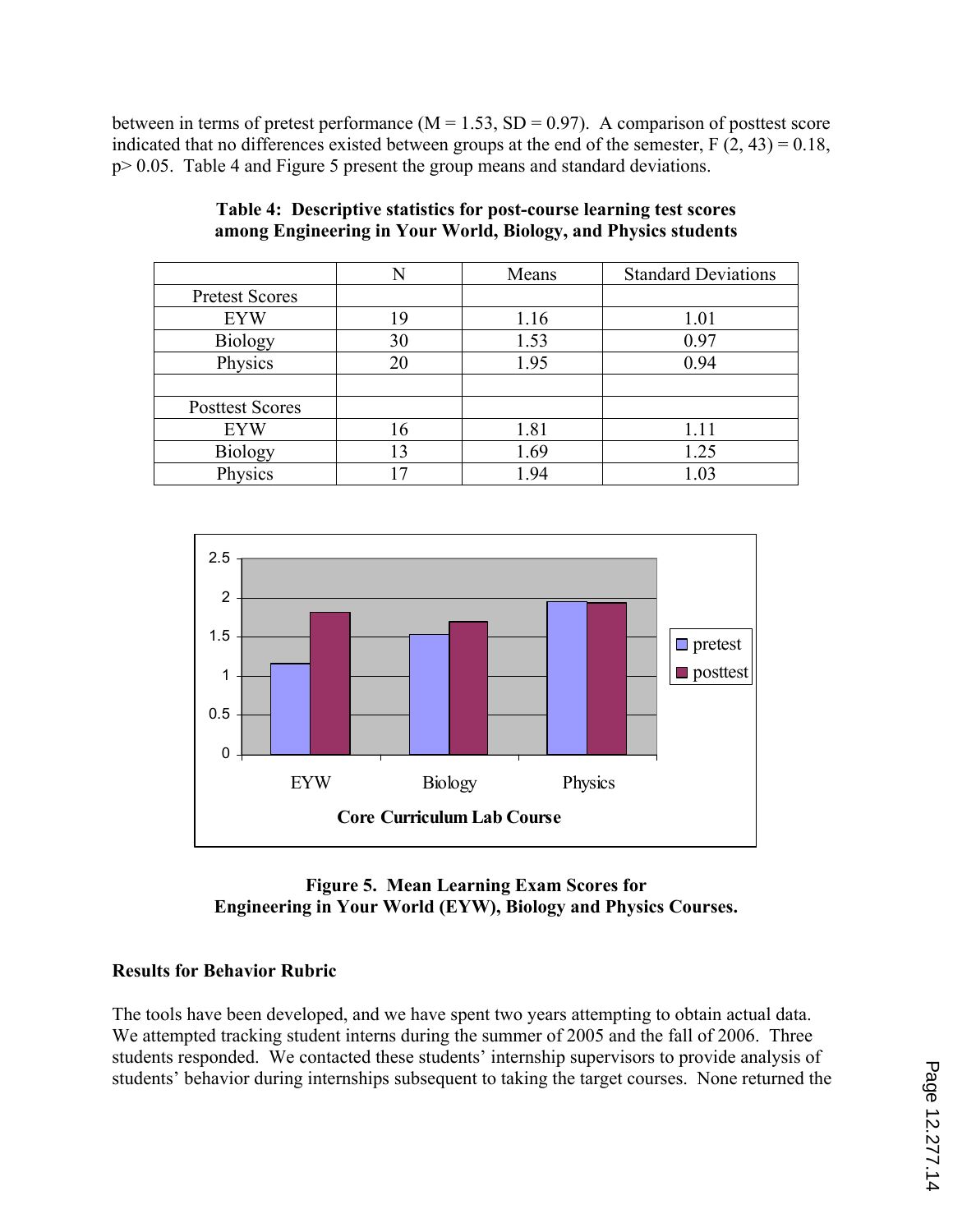between in terms of pretest performance ($M = 1.53$, $SD = 0.97$). A comparison of posttest score indicated that no differences existed between groups at the end of the semester, $F(2, 43) = 0.18$, $p > 0.05$. Table 4 and Figure 5 present the group means and standard deviations.

**Table 4: Descriptive statistics for post-course learning test scores among Engineering in Your World, Biology, and Physics students**

| | N | Means | Standard Deviations |
|---|---|---|---|
| Pretest Scores | | | |
| EYW | 19 | 1.16 | 1.01 |
| Biology | 30 | 1.53 | 0.97 |
| Physics | 20 | 1.95 | 0.94 |
| | | | |
| Posttest Scores | | | |
| EYW | 16 | 1.81 | 1.11 |
| Biology | 13 | 1.69 | 1.25 |
| Physics | 17 | 1.94 | 1.03 |

**Figure 5. Mean Learning Exam Scores for Engineering in Your World (EYW), Biology and Physics Courses.**

### Results for Behavior Rubric

The tools have been developed, and we have spent two years attempting to obtain actual data. We attempted tracking student interns during the summer of 2005 and the fall of 2006. Three students responded. We contacted these students' internship supervisors to provide analysis of students' behavior during internships subsequent to taking the target courses. None returned the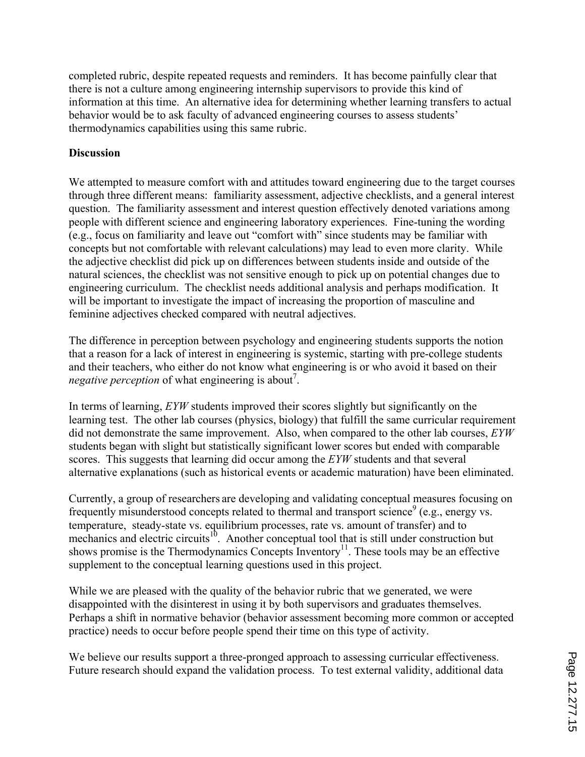completed rubric, despite repeated requests and reminders. It has become painfully clear that there is not a culture among engineering internship supervisors to provide this kind of information at this time. An alternative idea for determining whether learning transfers to actual behavior would be to ask faculty of advanced engineering courses to assess students' thermodynamics capabilities using this same rubric.

**Discussion**

We attempted to measure comfort with and attitudes toward engineering due to the target courses through three different means: familiarity assessment, adjective checklists, and a general interest question. The familiarity assessment and interest question effectively denoted variations among people with different science and engineering laboratory experiences. Fine-tuning the wording (e.g., focus on familiarity and leave out "comfort with" since students may be familiar with concepts but not comfortable with relevant calculations) may lead to even more clarity. While the adjective checklist did pick up on differences between students inside and outside of the natural sciences, the checklist was not sensitive enough to pick up on potential changes due to engineering curriculum. The checklist needs additional analysis and perhaps modification. It will be important to investigate the impact of increasing the proportion of masculine and feminine adjectives checked compared with neutral adjectives.

The difference in perception between psychology and engineering students supports the notion that a reason for a lack of interest in engineering is systemic, starting with pre-college students and their teachers, who either do not know what engineering is or who avoid it based on their *negative perception* of what engineering is about[7].

In terms of learning, *EYW* students improved their scores slightly but significantly on the learning test. The other lab courses (physics, biology) that fulfill the same curricular requirement did not demonstrate the same improvement. Also, when compared to the other lab courses, *EYW* students began with slight but statistically significant lower scores but ended with comparable scores. This suggests that learning did occur among the *EYW* students and that several alternative explanations (such as historical events or academic maturation) have been eliminated.

Currently, a group of researchers are developing and validating conceptual measures focusing on frequently misunderstood concepts related to thermal and transport science[9] (e.g., energy vs. temperature, steady-state vs. equilibrium processes, rate vs. amount of transfer) and to mechanics and electric circuits[10]. Another conceptual tool that is still under construction but shows promise is the Thermodynamics Concepts Inventory[11]. These tools may be an effective supplement to the conceptual learning questions used in this project.

While we are pleased with the quality of the behavior rubric that we generated, we were disappointed with the disinterest in using it by both supervisors and graduates themselves. Perhaps a shift in normative behavior (behavior assessment becoming more common or accepted practice) needs to occur before people spend their time on this type of activity.

We believe our results support a three-pronged approach to assessing curricular effectiveness. Future research should expand the validation process. To test external validity, additional data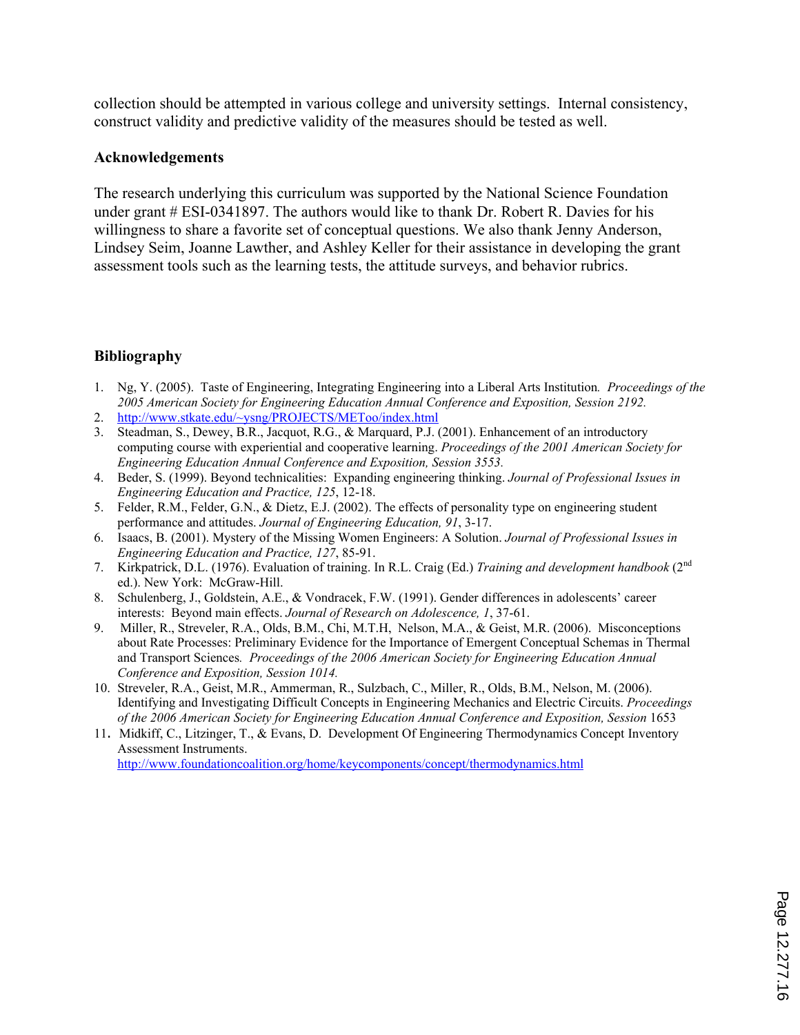collection should be attempted in various college and university settings. Internal consistency, construct validity and predictive validity of the measures should be tested as well.

## Acknowledgements

The research underlying this curriculum was supported by the National Science Foundation under grant # ESI-0341897. The authors would like to thank Dr. Robert R. Davies for his willingness to share a favorite set of conceptual questions. We also thank Jenny Anderson, Lindsey Seim, Joanne Lawther, and Ashley Keller for their assistance in developing the grant assessment tools such as the learning tests, the attitude surveys, and behavior rubrics.

## Bibliography

1. Ng, Y. (2005). Taste of Engineering, Integrating Engineering into a Liberal Arts Institution. *Proceedings of the 2005 American Society for Engineering Education Annual Conference and Exposition, Session 2192.*
2. http://www.stkate.edu/~ysng/PROJECTS/METoo/index.html
3. Steadman, S., Dewey, B.R., Jacquot, R.G., & Marquard, P.J. (2001). Enhancement of an introductory computing course with experiential and cooperative learning. *Proceedings of the 2001 American Society for Engineering Education Annual Conference and Exposition, Session 3553.*
4. Beder, S. (1999). Beyond technicalities: Expanding engineering thinking. *Journal of Professional Issues in Engineering Education and Practice, 125*, 12-18.
5. Felder, R.M., Felder, G.N., & Dietz, E.J. (2002). The effects of personality type on engineering student performance and attitudes. *Journal of Engineering Education, 91*, 3-17.
6. Isaacs, B. (2001). Mystery of the Missing Women Engineers: A Solution. *Journal of Professional Issues in Engineering Education and Practice, 127*, 85-91.
7. Kirkpatrick, D.L. (1976). Evaluation of training. In R.L. Craig (Ed.) *Training and development handbook* (2nd ed.). New York: McGraw-Hill.
8. Schulenberg, J., Goldstein, A.E., & Vondracek, F.W. (1991). Gender differences in adolescents' career interests: Beyond main effects. *Journal of Research on Adolescence, 1*, 37-61.
9. Miller, R., Streveler, R.A., Olds, B.M., Chi, M.T.H, Nelson, M.A., & Geist, M.R. (2006). Misconceptions about Rate Processes: Preliminary Evidence for the Importance of Emergent Conceptual Schemas in Thermal and Transport Sciences. *Proceedings of the 2006 American Society for Engineering Education Annual Conference and Exposition, Session 1014.*
10. Streveler, R.A., Geist, M.R., Ammerman, R., Sulzbach, C., Miller, R., Olds, B.M., Nelson, M. (2006). Identifying and Investigating Difficult Concepts in Engineering Mechanics and Electric Circuits. *Proceedings of the 2006 American Society for Engineering Education Annual Conference and Exposition, Session* 1653
11. Midkiff, C., Litzinger, T., & Evans, D. Development Of Engineering Thermodynamics Concept Inventory Assessment Instruments. http://www.foundationcoalition.org/home/keycomponents/concept/thermodynamics.html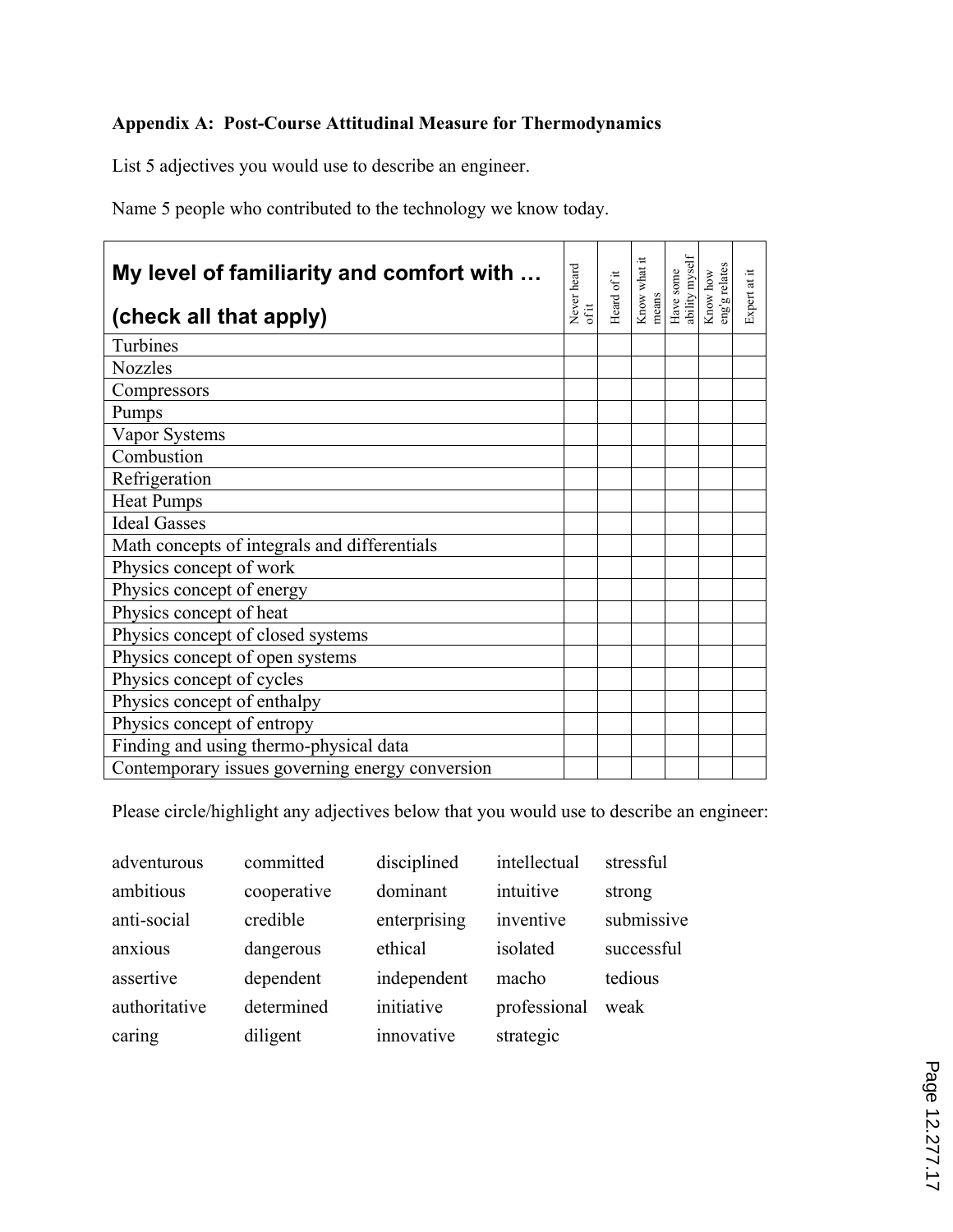### Appendix A: Post-Course Attitudinal Measure for Thermodynamics

List 5 adjectives you would use to describe an engineer.

Name 5 people who contributed to the technology we know today.

| My level of familiarity and comfort with … (check all that apply) | Never heard of it | Heard of it | Know what it means | Have some ability myself | Know how eng'g relates | Expert at it |
|---|---|---|---|---|---|---|
| Turbines | | | | | | |
| Nozzles | | | | | | |
| Compressors | | | | | | |
| Pumps | | | | | | |
| Vapor Systems | | | | | | |
| Combustion | | | | | | |
| Refrigeration | | | | | | |
| Heat Pumps | | | | | | |
| Ideal Gasses | | | | | | |
| Math concepts of integrals and differentials | | | | | | |
| Physics concept of work | | | | | | |
| Physics concept of energy | | | | | | |
| Physics concept of heat | | | | | | |
| Physics concept of closed systems | | | | | | |
| Physics concept of open systems | | | | | | |
| Physics concept of cycles | | | | | | |
| Physics concept of enthalpy | | | | | | |
| Physics concept of entropy | | | | | | |
| Finding and using thermo-physical data | | | | | | |
| Contemporary issues governing energy conversion | | | | | | |

Please circle/highlight any adjectives below that you would use to describe an engineer:

| | | | | |
|---|---|---|---|---|
| adventurous | committed | disciplined | intellectual | stressful |
| ambitious | cooperative | dominant | intuitive | strong |
| anti-social | credible | enterprising | inventive | submissive |
| anxious | dangerous | ethical | isolated | successful |
| assertive | dependent | independent | macho | tedious |
| authoritative | determined | initiative | professional | weak |
| caring | diligent | innovative | strategic | |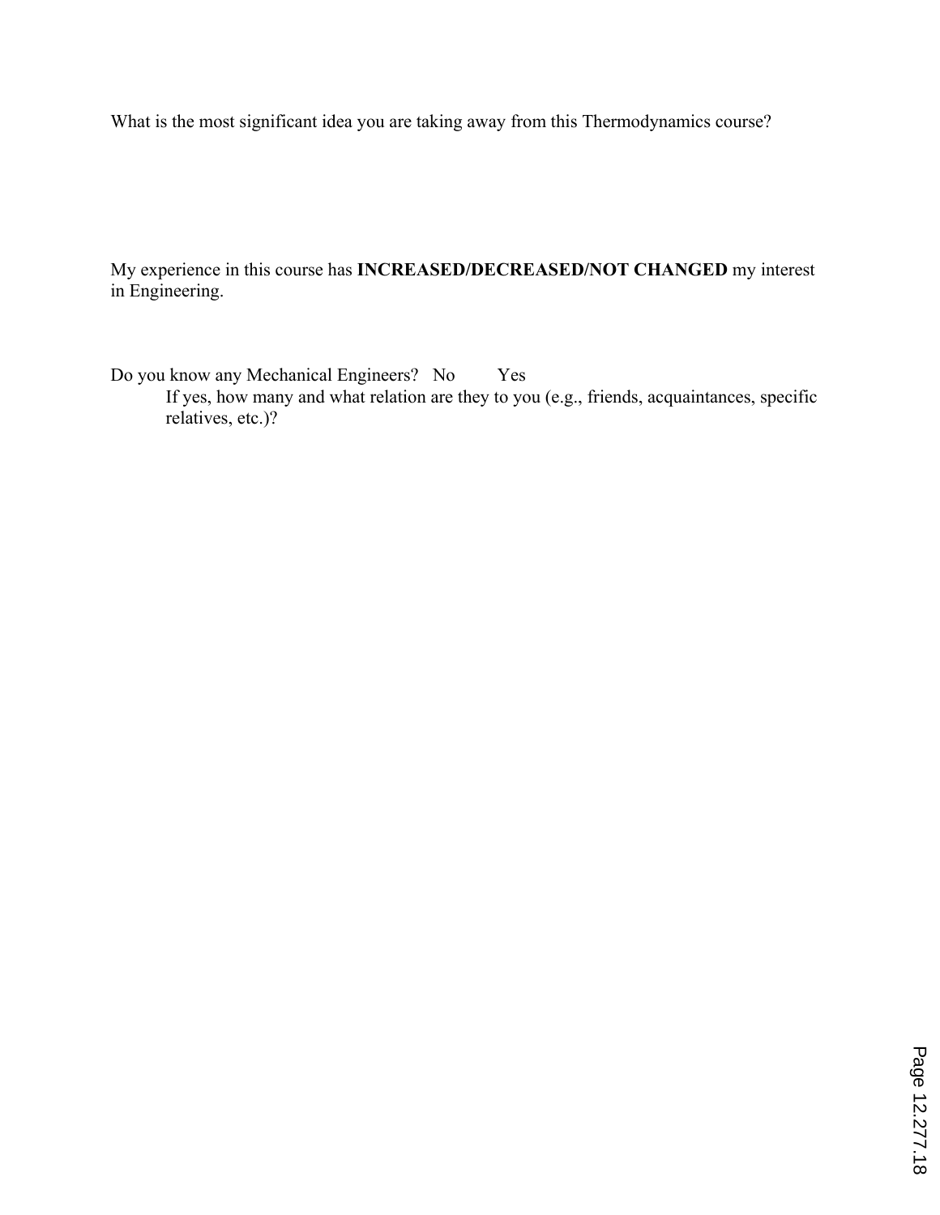What is the most significant idea you are taking away from this Thermodynamics course?

My experience in this course has **INCREASED/DECREASED/NOT CHANGED** my interest in Engineering.

Do you know any Mechanical Engineers?   No         Yes

If yes, how many and what relation are they to you (e.g., friends, acquaintances, specific relatives, etc.)?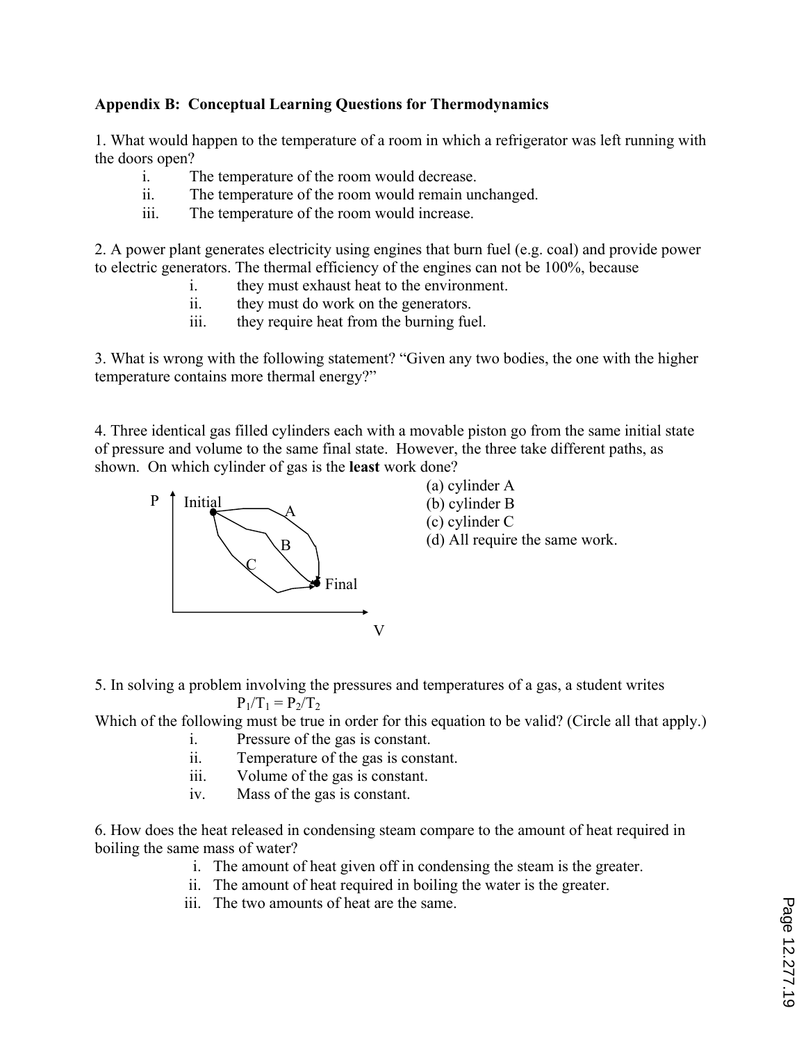**Appendix B: Conceptual Learning Questions for Thermodynamics**

1. What would happen to the temperature of a room in which a refrigerator was left running with the doors open?
   i. The temperature of the room would decrease.
   ii. The temperature of the room would remain unchanged.
   iii. The temperature of the room would increase.

2. A power plant generates electricity using engines that burn fuel (e.g. coal) and provide power to electric generators. The thermal efficiency of the engines can not be 100%, because
   i. they must exhaust heat to the environment.
   ii. they must do work on the generators.
   iii. they require heat from the burning fuel.

3. What is wrong with the following statement? "Given any two bodies, the one with the higher temperature contains more thermal energy?"

4. Three identical gas filled cylinders each with a movable piston go from the same initial state of pressure and volume to the same final state. However, the three take different paths, as shown. On which cylinder of gas is the **least** work done?

   (a) cylinder A
   (b) cylinder B
   (c) cylinder C
   (d) All require the same work.

5. In solving a problem involving the pressures and temperatures of a gas, a student writes

$$P_1/T_1 = P_2/T_2$$

Which of the following must be true in order for this equation to be valid? (Circle all that apply.)
   i. Pressure of the gas is constant.
   ii. Temperature of the gas is constant.
   iii. Volume of the gas is constant.
   iv. Mass of the gas is constant.

6. How does the heat released in condensing steam compare to the amount of heat required in boiling the same mass of water?
   i. The amount of heat given off in condensing the steam is the greater.
   ii. The amount of heat required in boiling the water is the greater.
   iii. The two amounts of heat are the same.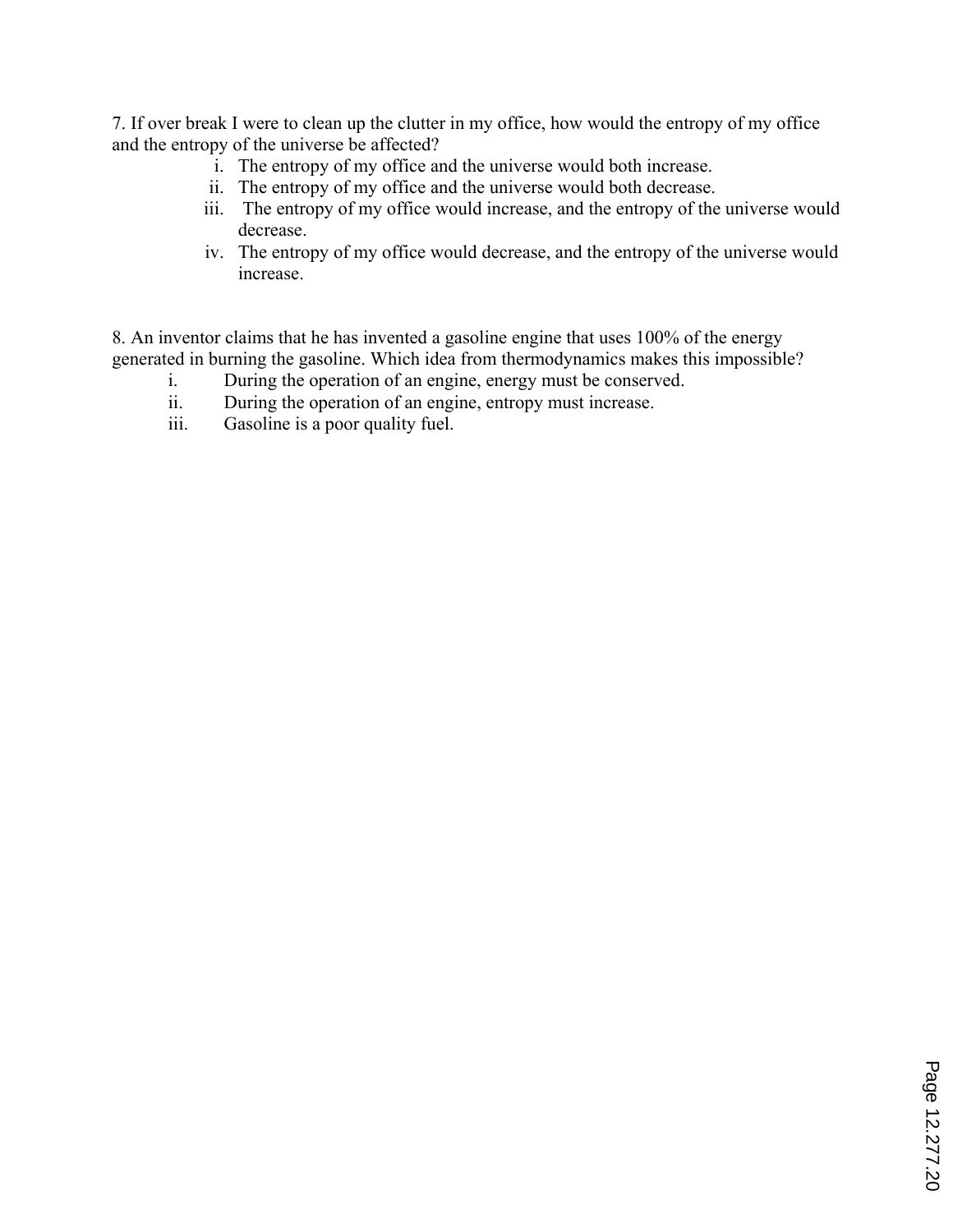7. If over break I were to clean up the clutter in my office, how would the entropy of my office and the entropy of the universe be affected?

i. The entropy of my office and the universe would both increase.
ii. The entropy of my office and the universe would both decrease.
iii. The entropy of my office would increase, and the entropy of the universe would decrease.
iv. The entropy of my office would decrease, and the entropy of the universe would increase.

8. An inventor claims that he has invented a gasoline engine that uses 100% of the energy generated in burning the gasoline. Which idea from thermodynamics makes this impossible?

i. During the operation of an engine, energy must be conserved.
ii. During the operation of an engine, entropy must increase.
iii. Gasoline is a poor quality fuel.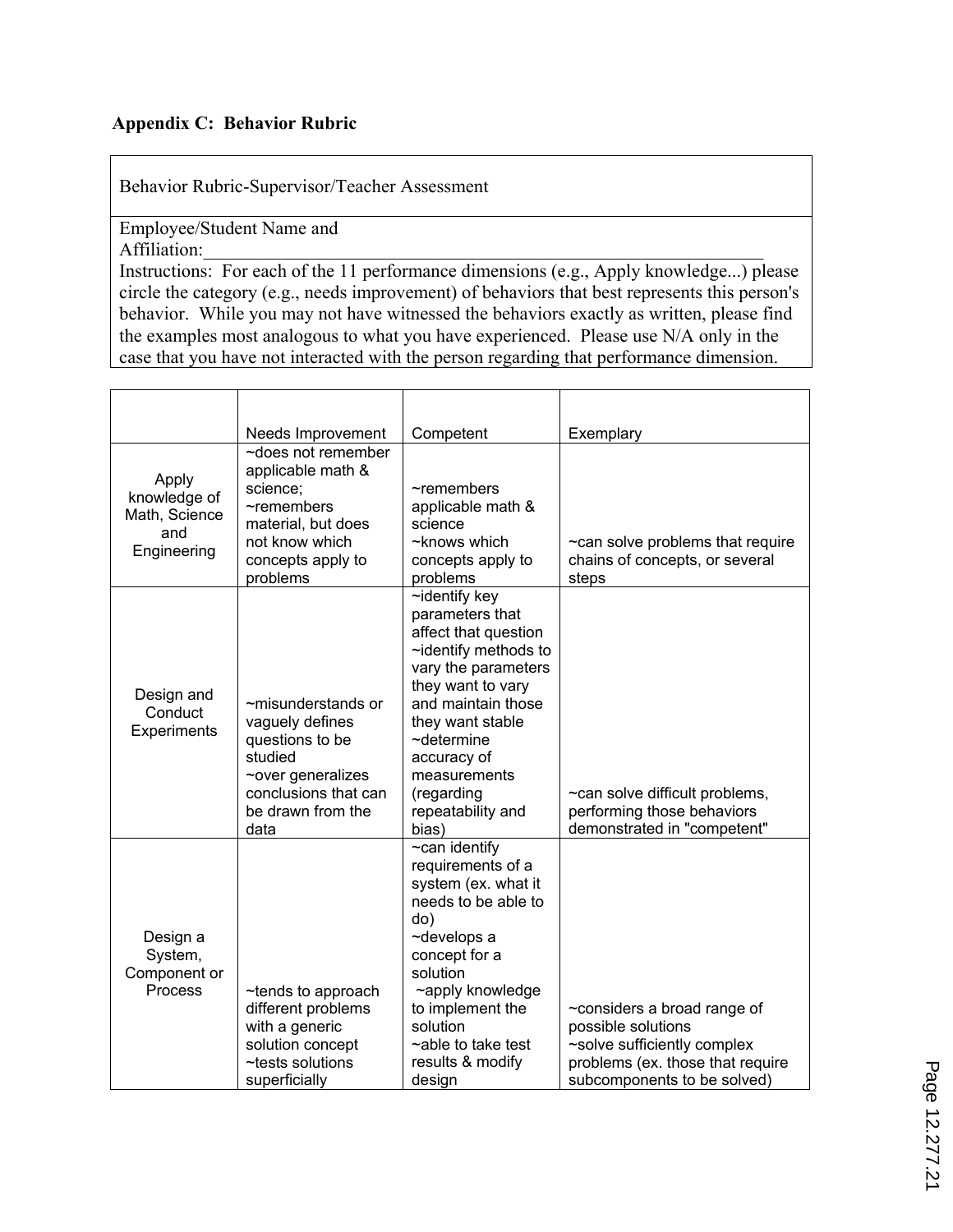**Appendix C: Behavior Rubric**

| Behavior Rubric-Supervisor/Teacher Assessment |
|---|
| Employee/Student Name and Affiliation:_______________________________________________________________ Instructions: For each of the 11 performance dimensions (e.g., Apply knowledge...) please circle the category (e.g., needs improvement) of behaviors that best represents this person's behavior. While you may not have witnessed the behaviors exactly as written, please find the examples most analogous to what you have experienced. Please use N/A only in the case that you have not interacted with the person regarding that performance dimension. |

| | Needs Improvement | Competent | Exemplary |
|---|---|---|---|
| Apply knowledge of Math, Science and Engineering | ~does not remember applicable math & science;<br>~remembers material, but does not know which concepts apply to problems | ~remembers applicable math & science<br>~knows which concepts apply to problems | ~can solve problems that require chains of concepts, or several steps |
| Design and Conduct Experiments | ~misunderstands or vaguely defines questions to be studied<br>~over generalizes conclusions that can be drawn from the data | ~identify key parameters that affect that question<br>~identify methods to vary the parameters they want to vary and maintain those they want stable<br>~determine accuracy of measurements (regarding repeatability and bias) | ~can solve difficult problems, performing those behaviors demonstrated in "competent" |
| Design a System, Component or Process | ~tends to approach different problems with a generic solution concept<br>~tests solutions superficially | ~can identify requirements of a system (ex. what it needs to be able to do)<br>~develops a concept for a solution<br>~apply knowledge to implement the solution<br>~able to take test results & modify design | ~considers a broad range of possible solutions<br>~solve sufficiently complex problems (ex. those that require subcomponents to be solved) |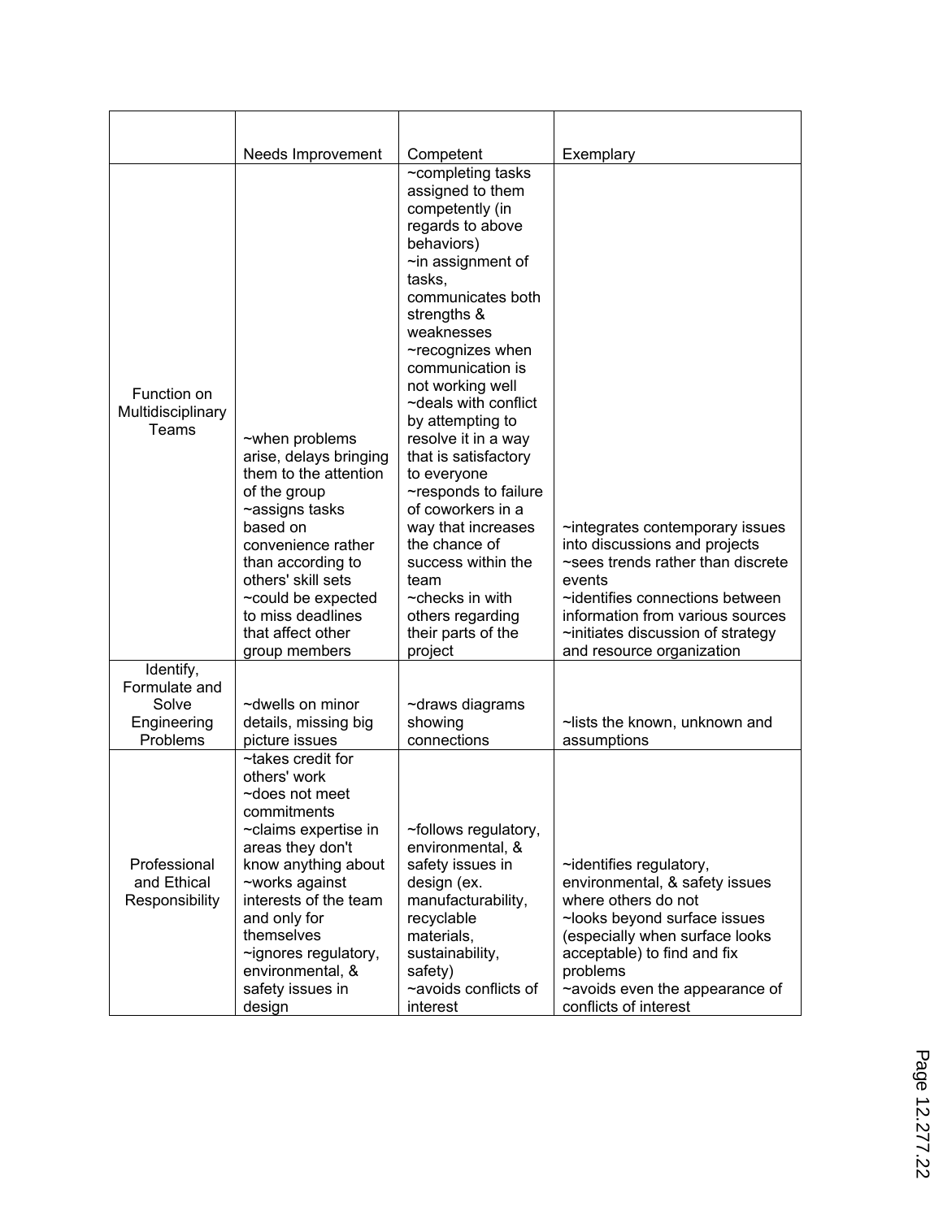| | Needs Improvement | Competent | Exemplary |
|---|---|---|---|
| Function on Multidisciplinary Teams | ~when problems arise, delays bringing them to the attention of the group<br>~assigns tasks based on convenience rather than according to others' skill sets<br>~could be expected to miss deadlines that affect other group members | ~completing tasks assigned to them competently (in regards to above behaviors)<br>~in assignment of tasks, communicates both strengths & weaknesses<br>~recognizes when communication is not working well<br>~deals with conflict by attempting to resolve it in a way that is satisfactory to everyone<br>~responds to failure of coworkers in a way that increases the chance of success within the team<br>~checks in with others regarding their parts of the project | ~integrates contemporary issues into discussions and projects<br>~sees trends rather than discrete events<br>~identifies connections between information from various sources<br>~initiates discussion of strategy and resource organization |
| Identify, Formulate and Solve Engineering Problems | ~dwells on minor details, missing big picture issues | ~draws diagrams showing connections | ~lists the known, unknown and assumptions |
| Professional and Ethical Responsibility | ~takes credit for others' work<br>~does not meet commitments<br>~claims expertise in areas they don't know anything about<br>~works against interests of the team and only for themselves<br>~ignores regulatory, environmental, & safety issues in design | ~follows regulatory, environmental, & safety issues in design (ex. manufacturability, recyclable materials, sustainability, safety)<br>~avoids conflicts of interest | ~identifies regulatory, environmental, & safety issues where others do not<br>~looks beyond surface issues (especially when surface looks acceptable) to find and fix problems<br>~avoids even the appearance of conflicts of interest |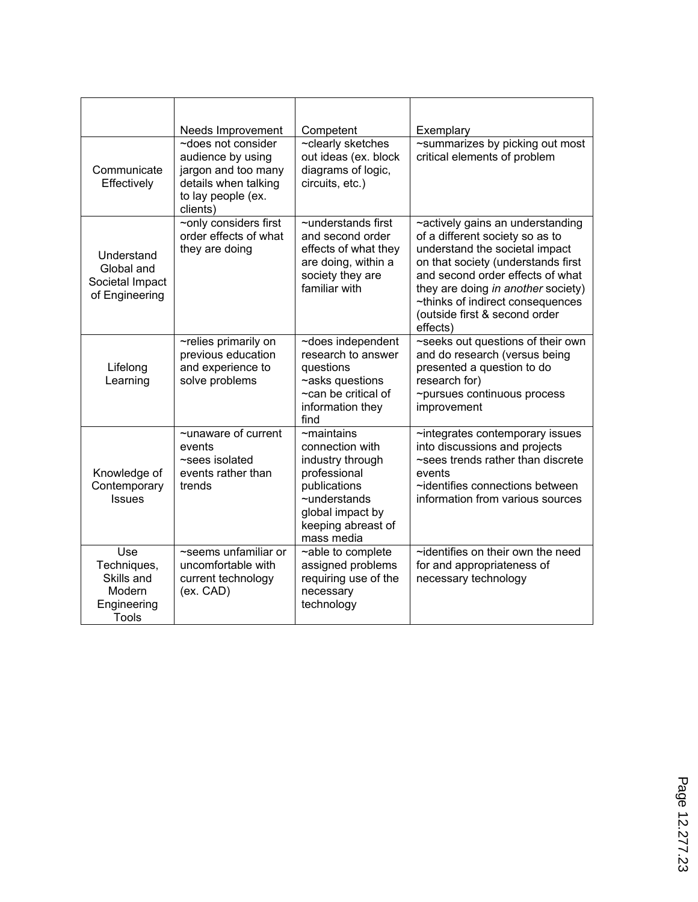| | Needs Improvement | Competent | Exemplary |
|---|---|---|---|
| Communicate Effectively | ~does not consider audience by using jargon and too many details when talking to lay people (ex. clients) | ~clearly sketches out ideas (ex. block diagrams of logic, circuits, etc.) | ~summarizes by picking out most critical elements of problem |
| Understand Global and Societal Impact of Engineering | ~only considers first order effects of what they are doing | ~understands first and second order effects of what they are doing, within a society they are familiar with | ~actively gains an understanding of a different society so as to understand the societal impact on that society (understands first and second order effects of what they are doing *in another* society)<br>~thinks of indirect consequences (outside first & second order effects) |
| Lifelong Learning | ~relies primarily on previous education and experience to solve problems | ~does independent research to answer questions<br>~asks questions<br>~can be critical of information they find | ~seeks out questions of their own and do research (versus being presented a question to do research for)<br>~pursues continuous process improvement |
| Knowledge of Contemporary Issues | ~unaware of current events<br>~sees isolated events rather than trends | ~maintains connection with industry through professional publications<br>~understands global impact by keeping abreast of mass media | ~integrates contemporary issues into discussions and projects<br>~sees trends rather than discrete events<br>~identifies connections between information from various sources |
| Use Techniques, Skills and Modern Engineering Tools | ~seems unfamiliar or uncomfortable with current technology (ex. CAD) | ~able to complete assigned problems requiring use of the necessary technology | ~identifies on their own the need for and appropriateness of necessary technology |